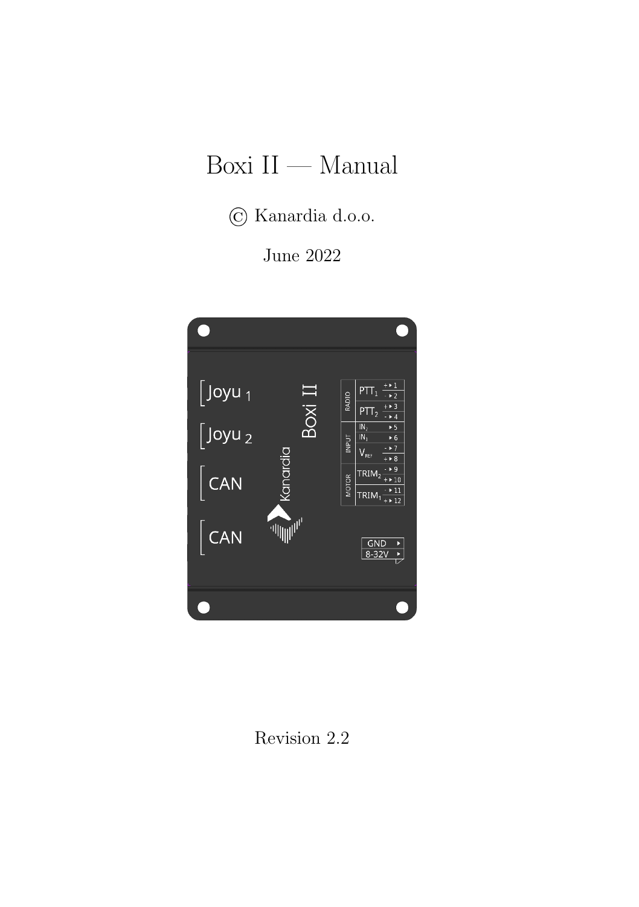# Boxi II — Manual

© Kanardia d.o.o.

June 2022

Revision 2.2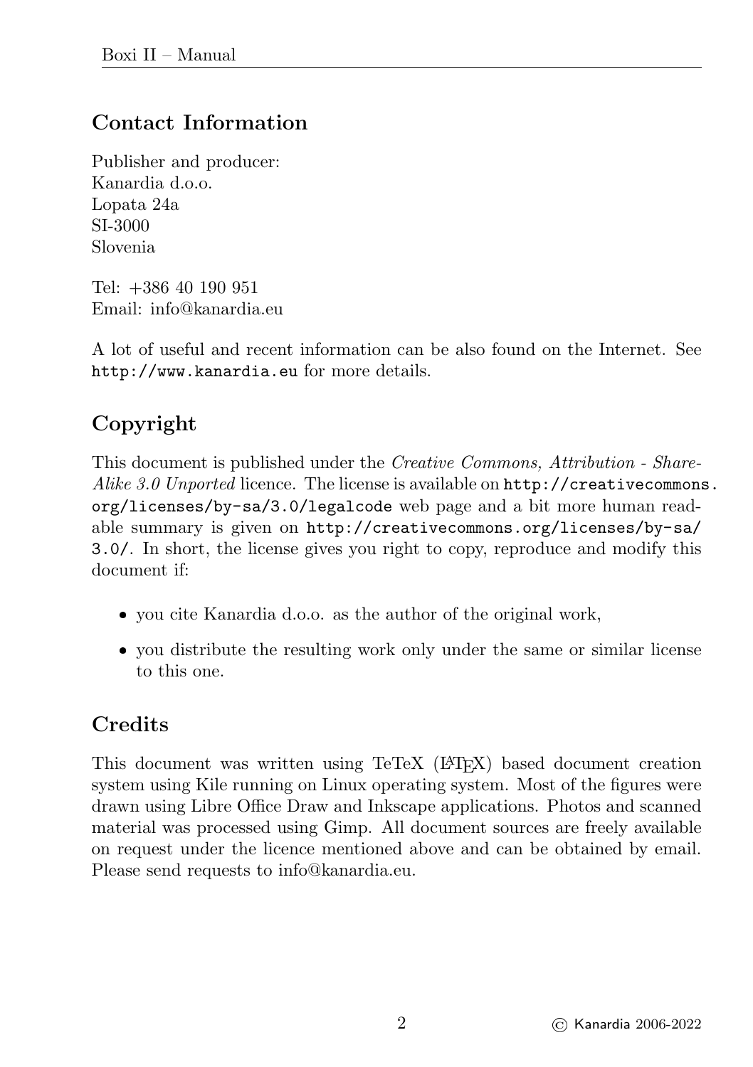## Contact Information

Publisher and producer:
Kanardia d.o.o.
Lopata 24a
SI-3000
Slovenia

Tel: +386 40 190 951
Email: info@kanardia.eu

A lot of useful and recent information can be also found on the Internet. See `http://www.kanardia.eu` for more details.

## Copyright

This document is published under the *Creative Commons, Attribution - Share-Alike 3.0 Unported* licence. The license is available on `http://creativecommons.org/licenses/by-sa/3.0/legalcode` web page and a bit more human readable summary is given on `http://creativecommons.org/licenses/by-sa/3.0/`. In short, the license gives you right to copy, reproduce and modify this document if:

- you cite Kanardia d.o.o. as the author of the original work,
- you distribute the resulting work only under the same or similar license to this one.

## Credits

This document was written using TeTeX (LaTeX) based document creation system using Kile running on Linux operating system. Most of the figures were drawn using Libre Office Draw and Inkscape applications. Photos and scanned material was processed using Gimp. All document sources are freely available on request under the licence mentioned above and can be obtained by email. Please send requests to info@kanardia.eu.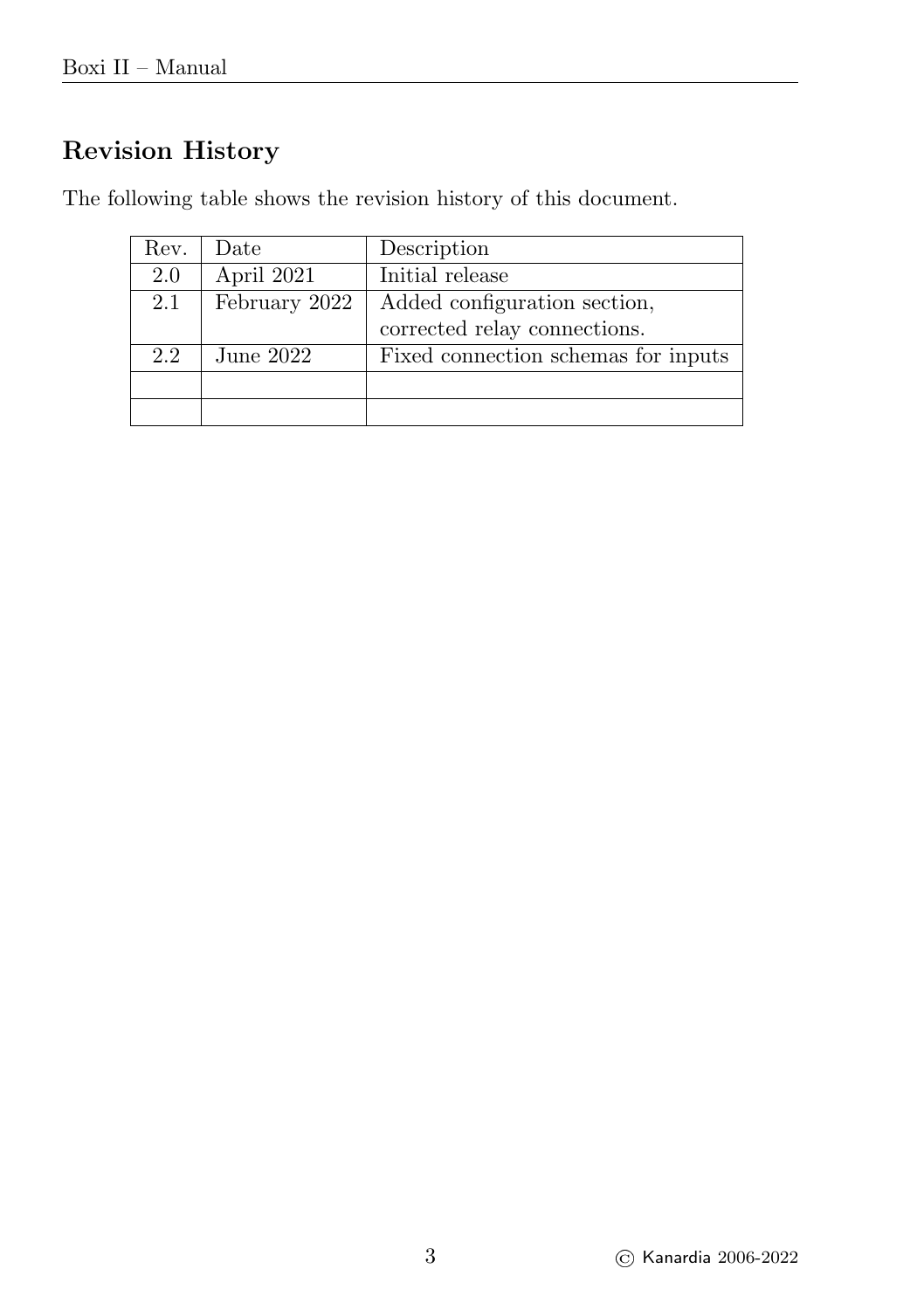## Revision History

The following table shows the revision history of this document.

| Rev. | Date | Description |
|---|---|---|
| 2.0 | April 2021 | Initial release |
| 2.1 | February 2022 | Added configuration section, corrected relay connections. |
| 2.2 | June 2022 | Fixed connection schemas for inputs |
| | | |
| | | |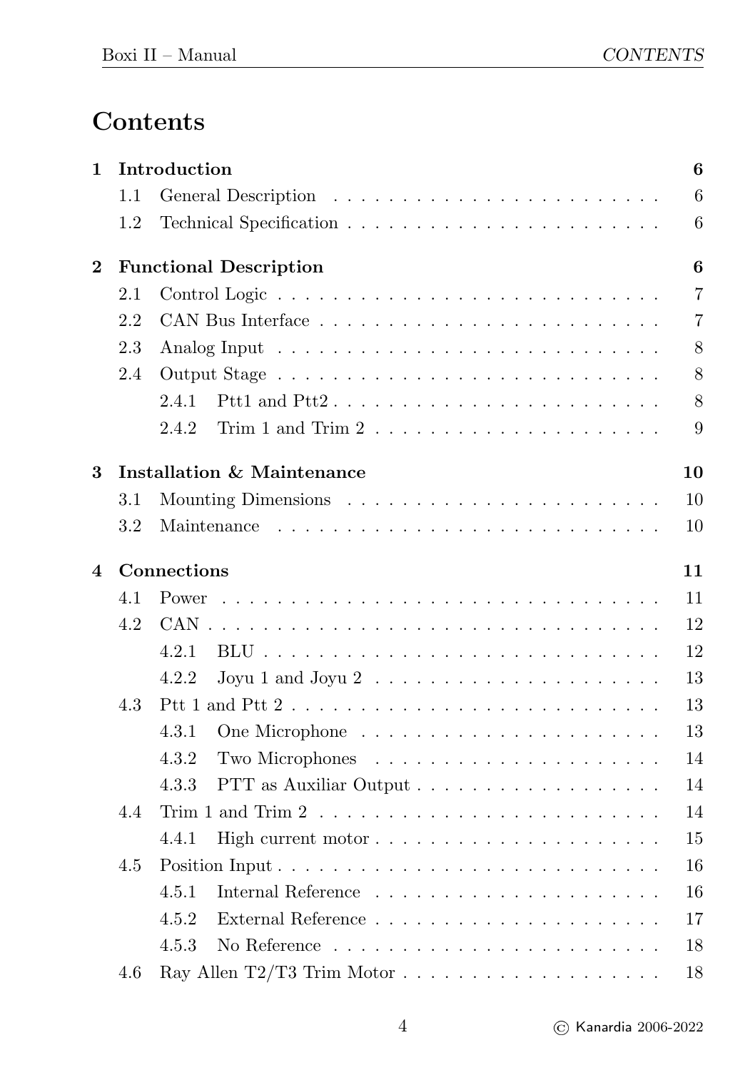# Contents

| | | | |
|---|---|---|---|
| **1** | **Introduction** | | **6** |
| | 1.1 | General Description | 6 |
| | 1.2 | Technical Specification | 6 |
| **2** | **Functional Description** | | **6** |
| | 2.1 | Control Logic | 7 |
| | 2.2 | CAN Bus Interface | 7 |
| | 2.3 | Analog Input | 8 |
| | 2.4 | Output Stage | 8 |
| | 2.4.1 | Ptt1 and Ptt2 | 8 |
| | 2.4.2 | Trim 1 and Trim 2 | 9 |
| **3** | **Installation & Maintenance** | | **10** |
| | 3.1 | Mounting Dimensions | 10 |
| | 3.2 | Maintenance | 10 |
| **4** | **Connections** | | **11** |
| | 4.1 | Power | 11 |
| | 4.2 | CAN | 12 |
| | 4.2.1 | BLU | 12 |
| | 4.2.2 | Joyu 1 and Joyu 2 | 13 |
| | 4.3 | Ptt 1 and Ptt 2 | 13 |
| | 4.3.1 | One Microphone | 13 |
| | 4.3.2 | Two Microphones | 14 |
| | 4.3.3 | PTT as Auxiliar Output | 14 |
| | 4.4 | Trim 1 and Trim 2 | 14 |
| | 4.4.1 | High current motor | 15 |
| | 4.5 | Position Input | 16 |
| | 4.5.1 | Internal Reference | 16 |
| | 4.5.2 | External Reference | 17 |
| | 4.5.3 | No Reference | 18 |
| | 4.6 | Ray Allen T2/T3 Trim Motor | 18 |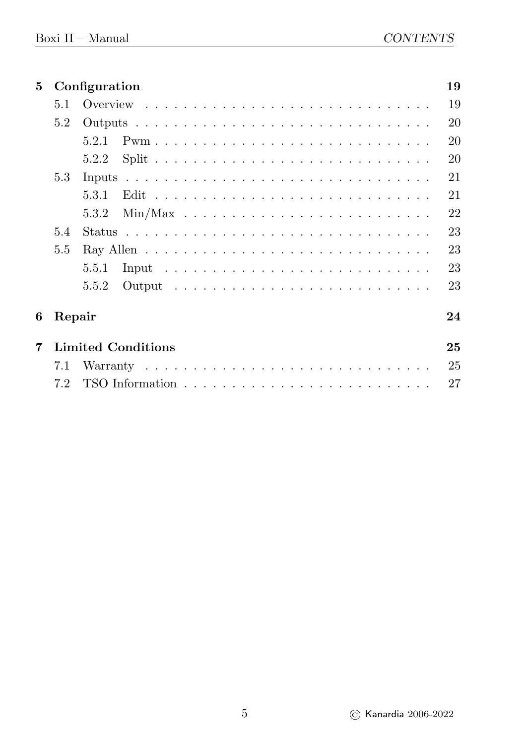**5 Configuration** 19

- 5.1 Overview 19
- 5.2 Outputs 20
  - 5.2.1 Pwm 20
  - 5.2.2 Split 20
- 5.3 Inputs 21
  - 5.3.1 Edit 21
  - 5.3.2 Min/Max 22
- 5.4 Status 23
- 5.5 Ray Allen 23
  - 5.5.1 Input 23
  - 5.5.2 Output 23

**6 Repair** 24

**7 Limited Conditions** 25

- 7.1 Warranty 25
- 7.2 TSO Information 27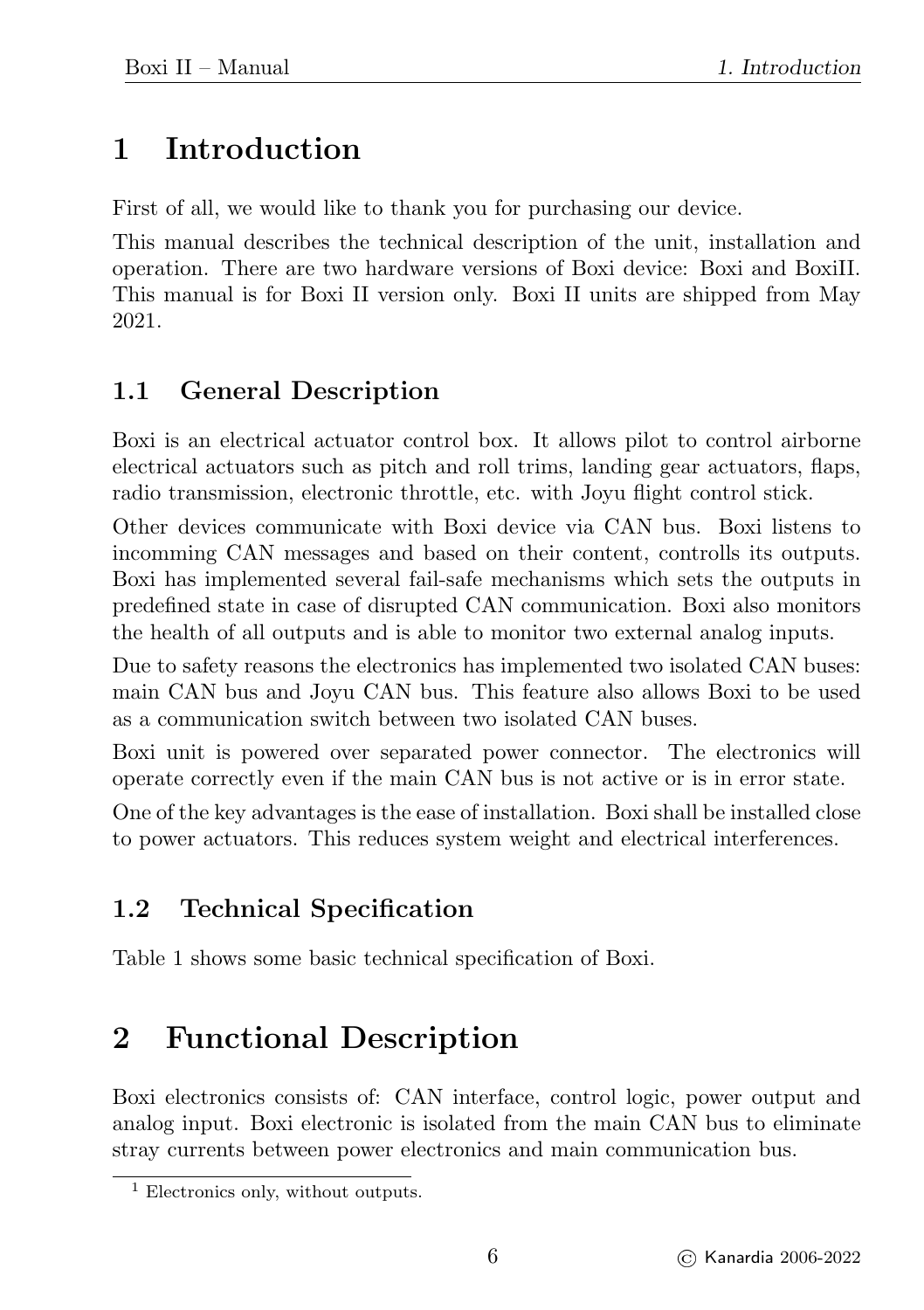# 1 Introduction

First of all, we would like to thank you for purchasing our device.

This manual describes the technical description of the unit, installation and operation. There are two hardware versions of Boxi device: Boxi and BoxiII. This manual is for Boxi II version only. Boxi II units are shipped from May 2021.

## 1.1 General Description

Boxi is an electrical actuator control box. It allows pilot to control airborne electrical actuators such as pitch and roll trims, landing gear actuators, flaps, radio transmission, electronic throttle, etc. with Joyu flight control stick.

Other devices communicate with Boxi device via CAN bus. Boxi listens to incomming CAN messages and based on their content, controlls its outputs. Boxi has implemented several fail-safe mechanisms which sets the outputs in predefined state in case of disrupted CAN communication. Boxi also monitors the health of all outputs and is able to monitor two external analog inputs.

Due to safety reasons the electronics has implemented two isolated CAN buses: main CAN bus and Joyu CAN bus. This feature also allows Boxi to be used as a communication switch between two isolated CAN buses.

Boxi unit is powered over separated power connector. The electronics will operate correctly even if the main CAN bus is not active or is in error state.

One of the key advantages is the ease of installation. Boxi shall be installed close to power actuators. This reduces system weight and electrical interferences.

## 1.2 Technical Specification

Table 1 shows some basic technical specification of Boxi.

# 2 Functional Description

Boxi electronics consists of: CAN interface, control logic, power output and analog input. Boxi electronic is isolated from the main CAN bus to eliminate stray currents between power electronics and main communication bus.

---

[1] Electronics only, without outputs.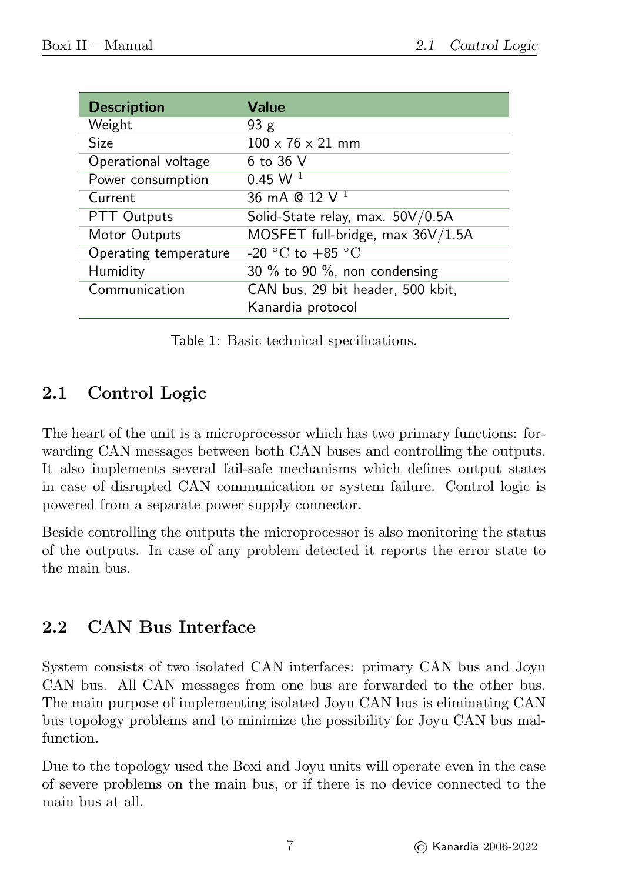| Description | Value |
| --- | --- |
| Weight | 93 g |
| Size | 100 x 76 x 21 mm |
| Operational voltage | 6 to 36 V |
| Power consumption | 0.45 W [1] |
| Current | 36 mA @ 12 V [1] |
| PTT Outputs | Solid-State relay, max. 50V/0.5A |
| Motor Outputs | MOSFET full-bridge, max 36V/1.5A |
| Operating temperature | -20 °C to +85 °C |
| Humidity | 30 % to 90 %, non condensing |
| Communication | CAN bus, 29 bit header, 500 kbit, Kanardia protocol |

Table 1: Basic technical specifications.

## 2.1 Control Logic

The heart of the unit is a microprocessor which has two primary functions: forwarding CAN messages between both CAN buses and controlling the outputs. It also implements several fail-safe mechanisms which defines output states in case of disrupted CAN communication or system failure. Control logic is powered from a separate power supply connector.

Beside controlling the outputs the microprocessor is also monitoring the status of the outputs. In case of any problem detected it reports the error state to the main bus.

## 2.2 CAN Bus Interface

System consists of two isolated CAN interfaces: primary CAN bus and Joyu CAN bus. All CAN messages from one bus are forwarded to the other bus. The main purpose of implementing isolated Joyu CAN bus is eliminating CAN bus topology problems and to minimize the possibility for Joyu CAN bus malfunction.

Due to the topology used the Boxi and Joyu units will operate even in the case of severe problems on the main bus, or if there is no device connected to the main bus at all.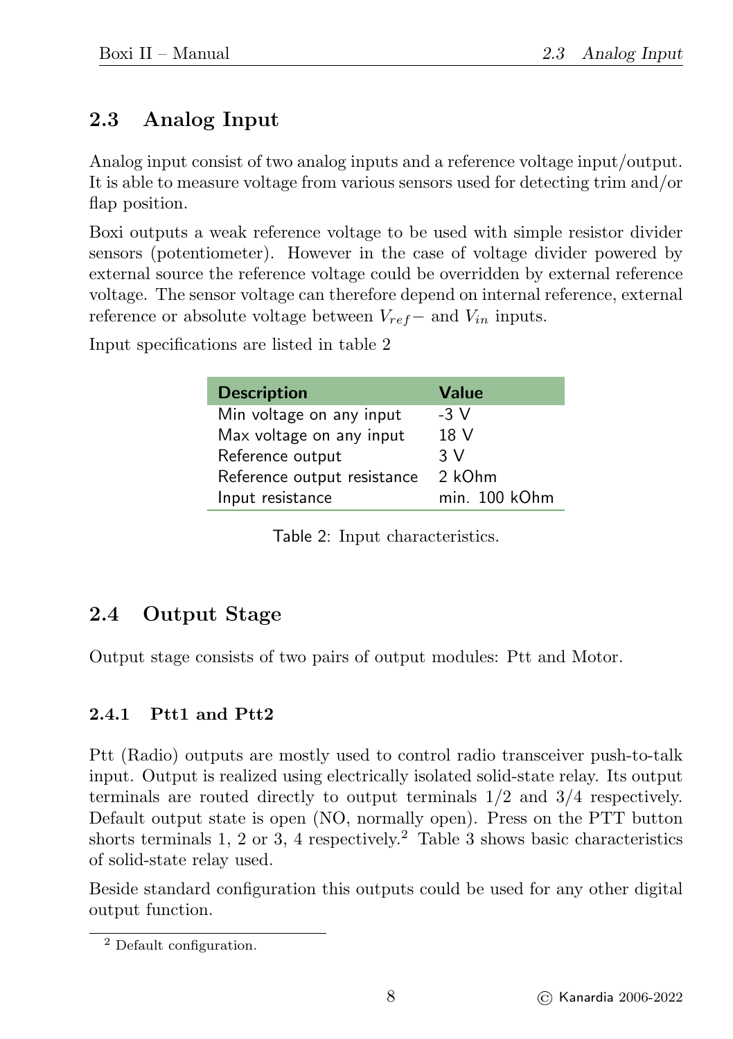## 2.3 Analog Input

Analog input consist of two analog inputs and a reference voltage input/output. It is able to measure voltage from various sensors used for detecting trim and/or flap position.

Boxi outputs a weak reference voltage to be used with simple resistor divider sensors (potentiometer). However in the case of voltage divider powered by external source the reference voltage could be overridden by external reference voltage. The sensor voltage can therefore depend on internal reference, external reference or absolute voltage between $V_{ref}-$ and $V_{in}$ inputs.

Input specifications are listed in table 2

| Description | Value |
|---|---|
| Min voltage on any input | -3 V |
| Max voltage on any input | 18 V |
| Reference output | 3 V |
| Reference output resistance | 2 kOhm |
| Input resistance | min. 100 kOhm |

Table 2: Input characteristics.

## 2.4 Output Stage

Output stage consists of two pairs of output modules: Ptt and Motor.

### 2.4.1 Ptt1 and Ptt2

Ptt (Radio) outputs are mostly used to control radio transceiver push-to-talk input. Output is realized using electrically isolated solid-state relay. Its output terminals are routed directly to output terminals 1/2 and 3/4 respectively. Default output state is open (NO, normally open). Press on the PTT button shorts terminals 1, 2 or 3, 4 respectively.[2] Table 3 shows basic characteristics of solid-state relay used.

Beside standard configuration this outputs could be used for any other digital output function.

[2] Default configuration.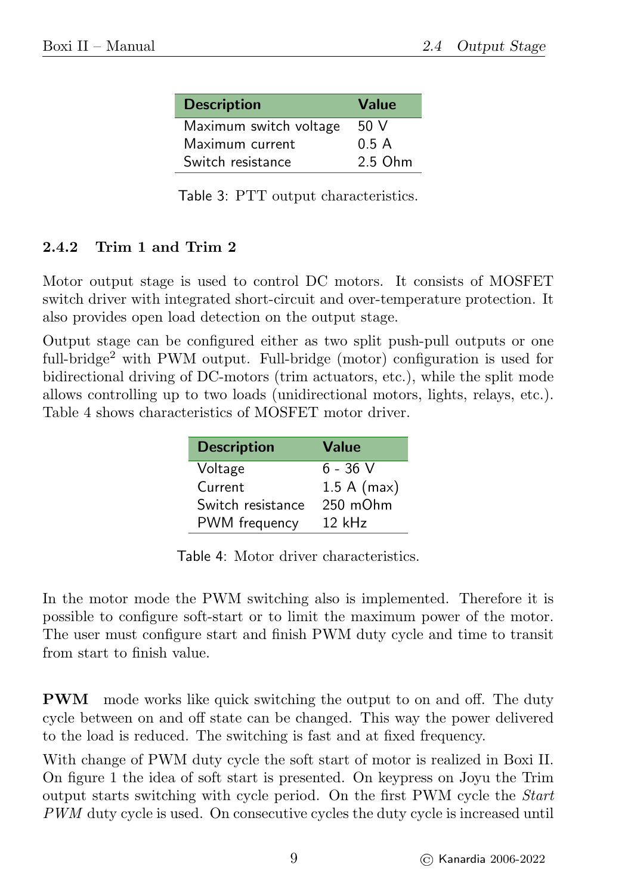| Description | Value |
|---|---|
| Maximum switch voltage | 50 V |
| Maximum current | 0.5 A |
| Switch resistance | 2.5 Ohm |

Table 3: PTT output characteristics.

### 2.4.2 Trim 1 and Trim 2

Motor output stage is used to control DC motors. It consists of MOSFET switch driver with integrated short-circuit and over-temperature protection. It also provides open load detection on the output stage.

Output stage can be configured either as two split push-pull outputs or one full-bridge[2] with PWM output. Full-bridge (motor) configuration is used for bidirectional driving of DC-motors (trim actuators, etc.), while the split mode allows controlling up to two loads (unidirectional motors, lights, relays, etc.). Table 4 shows characteristics of MOSFET motor driver.

| Description | Value |
|---|---|
| Voltage | 6 - 36 V |
| Current | 1.5 A (max) |
| Switch resistance | 250 mOhm |
| PWM frequency | 12 kHz |

Table 4: Motor driver characteristics.

In the motor mode the PWM switching also is implemented. Therefore it is possible to configure soft-start or to limit the maximum power of the motor. The user must configure start and finish PWM duty cycle and time to transit from start to finish value.

**PWM** mode works like quick switching the output to on and off. The duty cycle between on and off state can be changed. This way the power delivered to the load is reduced. The switching is fast and at fixed frequency.

With change of PWM duty cycle the soft start of motor is realized in Boxi II. On figure 1 the idea of soft start is presented. On keypress on Joyu the Trim output starts switching with cycle period. On the first PWM cycle the *Start PWM* duty cycle is used. On consecutive cycles the duty cycle is increased until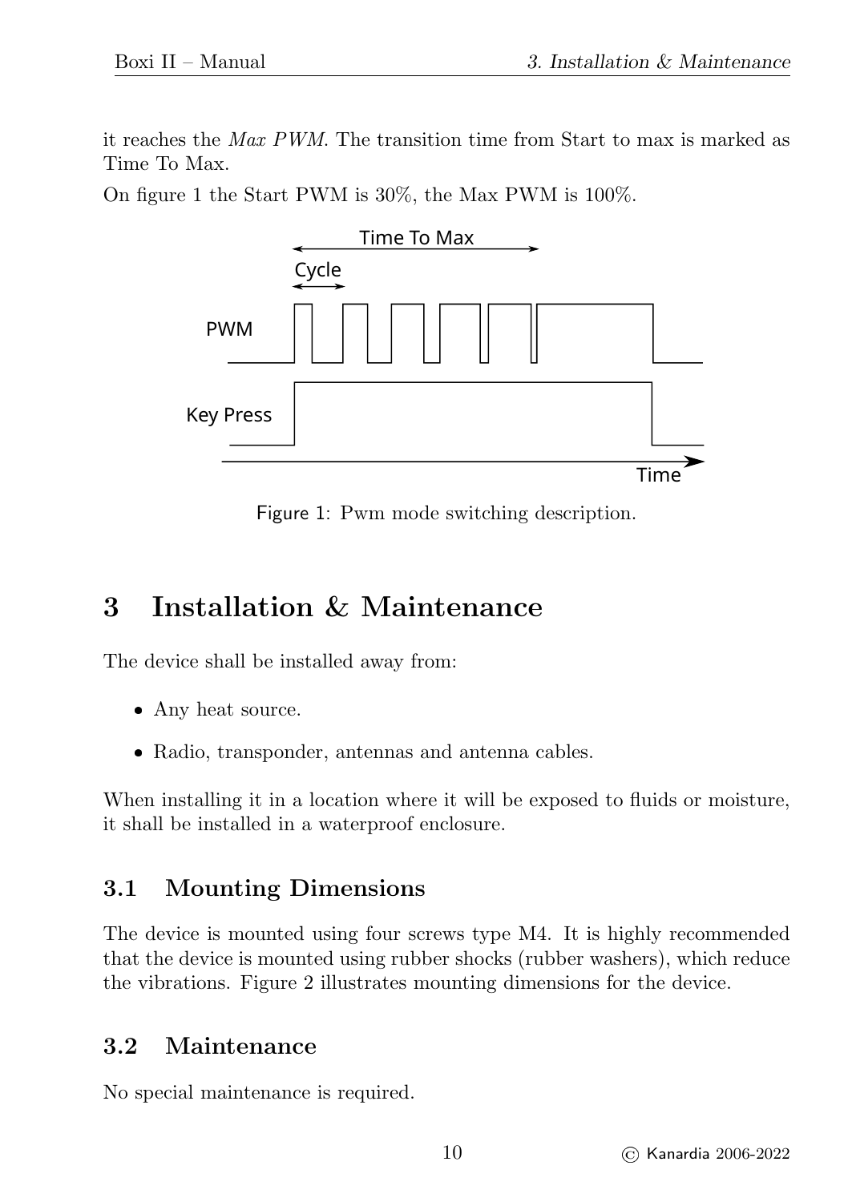it reaches the *Max PWM*. The transition time from Start to max is marked as Time To Max.

On figure 1 the Start PWM is 30%, the Max PWM is 100%.

Figure 1: Pwm mode switching description.

# 3 Installation & Maintenance

The device shall be installed away from:

- Any heat source.
- Radio, transponder, antennas and antenna cables.

When installing it in a location where it will be exposed to fluids or moisture, it shall be installed in a waterproof enclosure.

## 3.1 Mounting Dimensions

The device is mounted using four screws type M4. It is highly recommended that the device is mounted using rubber shocks (rubber washers), which reduce the vibrations. Figure 2 illustrates mounting dimensions for the device.

## 3.2 Maintenance

No special maintenance is required.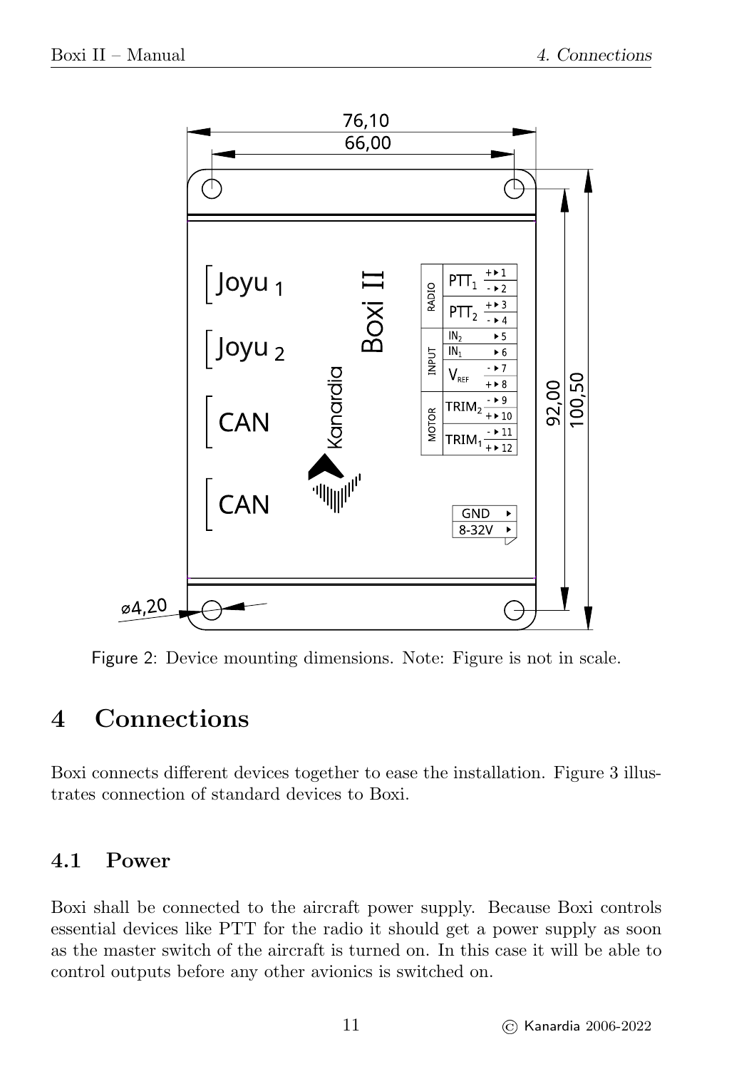Figure 2: Device mounting dimensions. Note: Figure is not in scale.

# 4 Connections

Boxi connects different devices together to ease the installation. Figure 3 illustrates connection of standard devices to Boxi.

## 4.1 Power

Boxi shall be connected to the aircraft power supply. Because Boxi controls essential devices like PTT for the radio it should get a power supply as soon as the master switch of the aircraft is turned on. In this case it will be able to control outputs before any other avionics is switched on.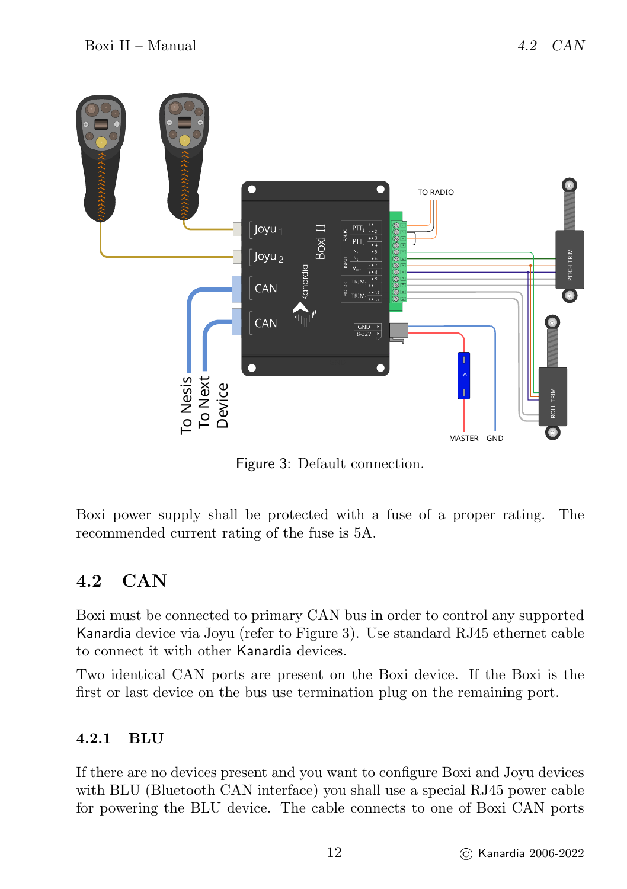Figure 3: Default connection.

Boxi power supply shall be protected with a fuse of a proper rating. The recommended current rating of the fuse is 5A.

## 4.2 CAN

Boxi must be connected to primary CAN bus in order to control any supported Kanardia device via Joyu (refer to Figure 3). Use standard RJ45 ethernet cable to connect it with other Kanardia devices.

Two identical CAN ports are present on the Boxi device. If the Boxi is the first or last device on the bus use termination plug on the remaining port.

### 4.2.1 BLU

If there are no devices present and you want to configure Boxi and Joyu devices with BLU (Bluetooth CAN interface) you shall use a special RJ45 power cable for powering the BLU device. The cable connects to one of Boxi CAN ports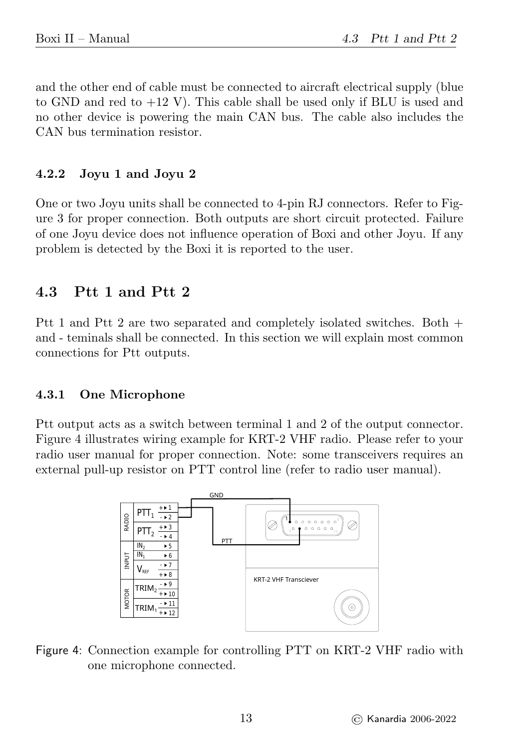and the other end of cable must be connected to aircraft electrical supply (blue to GND and red to +12 V). This cable shall be used only if BLU is used and no other device is powering the main CAN bus. The cable also includes the CAN bus termination resistor.

### 4.2.2 Joyu 1 and Joyu 2

One or two Joyu units shall be connected to 4-pin RJ connectors. Refer to Figure 3 for proper connection. Both outputs are short circuit protected. Failure of one Joyu device does not influence operation of Boxi and other Joyu. If any problem is detected by the Boxi it is reported to the user.

## 4.3 Ptt 1 and Ptt 2

Ptt 1 and Ptt 2 are two separated and completely isolated switches. Both + and - teminals shall be connected. In this section we will explain most common connections for Ptt outputs.

### 4.3.1 One Microphone

Ptt output acts as a switch between terminal 1 and 2 of the output connector. Figure 4 illustrates wiring example for KRT-2 VHF radio. Please refer to your radio user manual for proper connection. Note: some transceivers requires an external pull-up resistor on PTT control line (refer to radio user manual).

Figure 4: Connection example for controlling PTT on KRT-2 VHF radio with one microphone connected.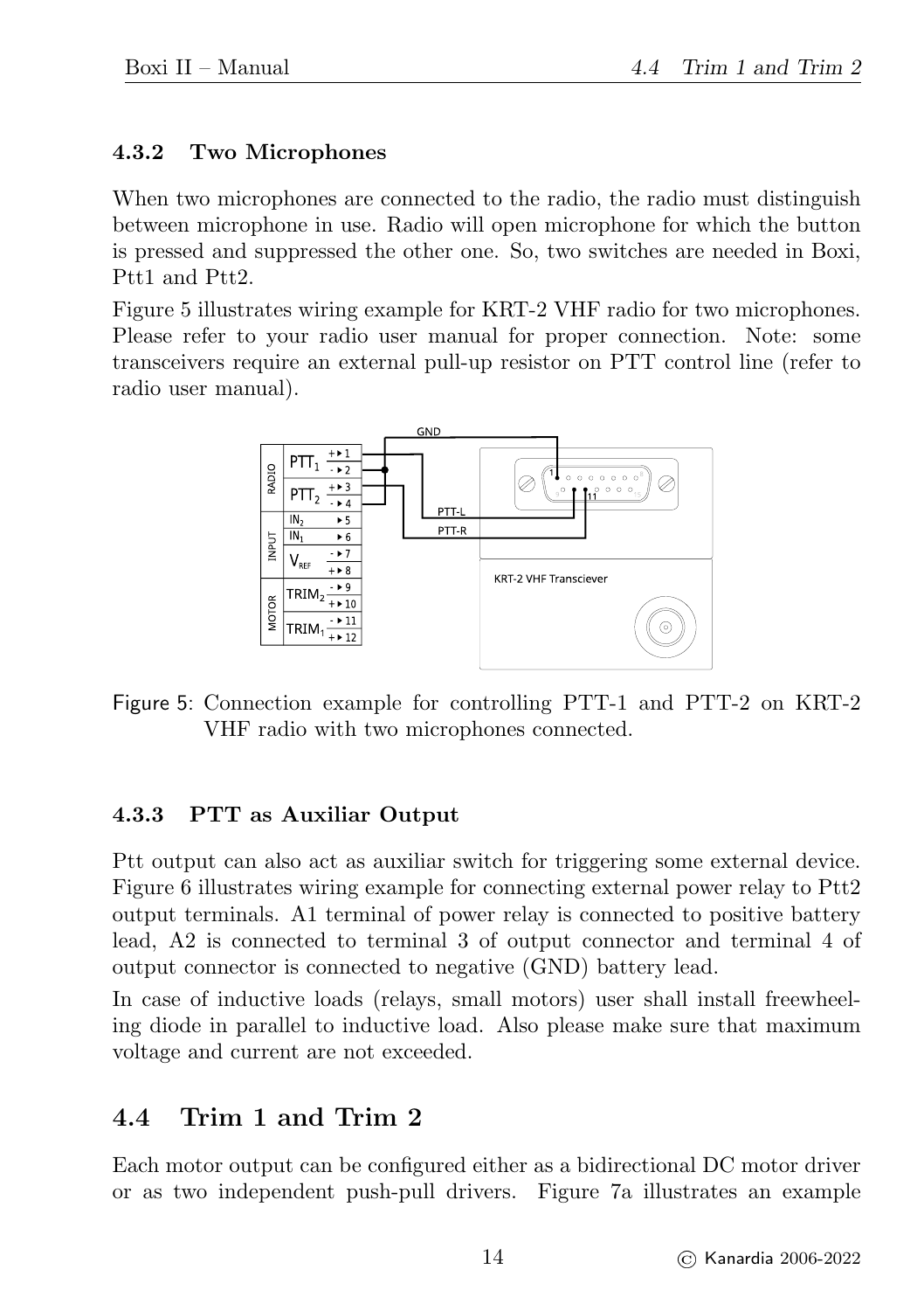#### 4.3.2 Two Microphones

When two microphones are connected to the radio, the radio must distinguish between microphone in use. Radio will open microphone for which the button is pressed and suppressed the other one. So, two switches are needed in Boxi, Ptt1 and Ptt2.

Figure 5 illustrates wiring example for KRT-2 VHF radio for two microphones. Please refer to your radio user manual for proper connection. Note: some transceivers require an external pull-up resistor on PTT control line (refer to radio user manual).

Figure 5: Connection example for controlling PTT-1 and PTT-2 on KRT-2 VHF radio with two microphones connected.

#### 4.3.3 PTT as Auxiliar Output

Ptt output can also act as auxiliar switch for triggering some external device. Figure 6 illustrates wiring example for connecting external power relay to Ptt2 output terminals. A1 terminal of power relay is connected to positive battery lead, A2 is connected to terminal 3 of output connector and terminal 4 of output connector is connected to negative (GND) battery lead.

In case of inductive loads (relays, small motors) user shall install freewheeling diode in parallel to inductive load. Also please make sure that maximum voltage and current are not exceeded.

### 4.4 Trim 1 and Trim 2

Each motor output can be configured either as a bidirectional DC motor driver or as two independent push-pull drivers. Figure 7a illustrates an example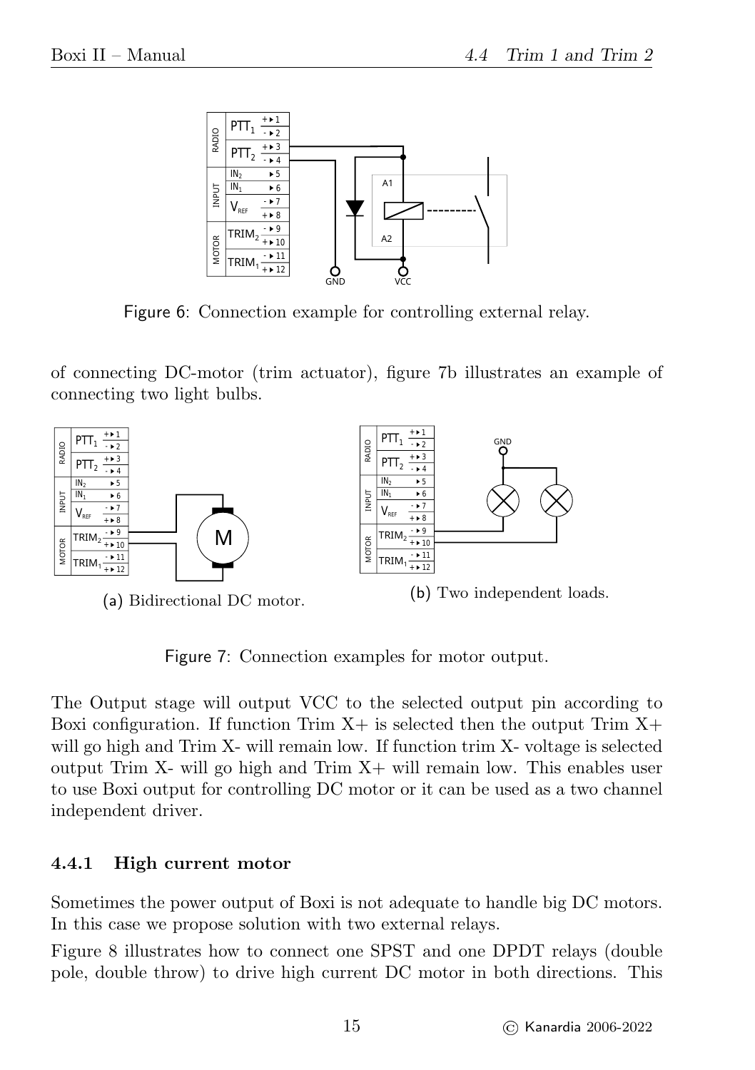Figure 6: Connection example for controlling external relay.

of connecting DC-motor (trim actuator), figure 7b illustrates an example of connecting two light bulbs.

(a) Bidirectional DC motor.

(b) Two independent loads.

Figure 7: Connection examples for motor output.

The Output stage will output VCC to the selected output pin according to Boxi configuration. If function Trim X+ is selected then the output Trim X+ will go high and Trim X- will remain low. If function trim X- voltage is selected output Trim X- will go high and Trim X+ will remain low. This enables user to use Boxi output for controlling DC motor or it can be used as a two channel independent driver.

### 4.4.1 High current motor

Sometimes the power output of Boxi is not adequate to handle big DC motors. In this case we propose solution with two external relays.

Figure 8 illustrates how to connect one SPST and one DPDT relays (double pole, double throw) to drive high current DC motor in both directions. This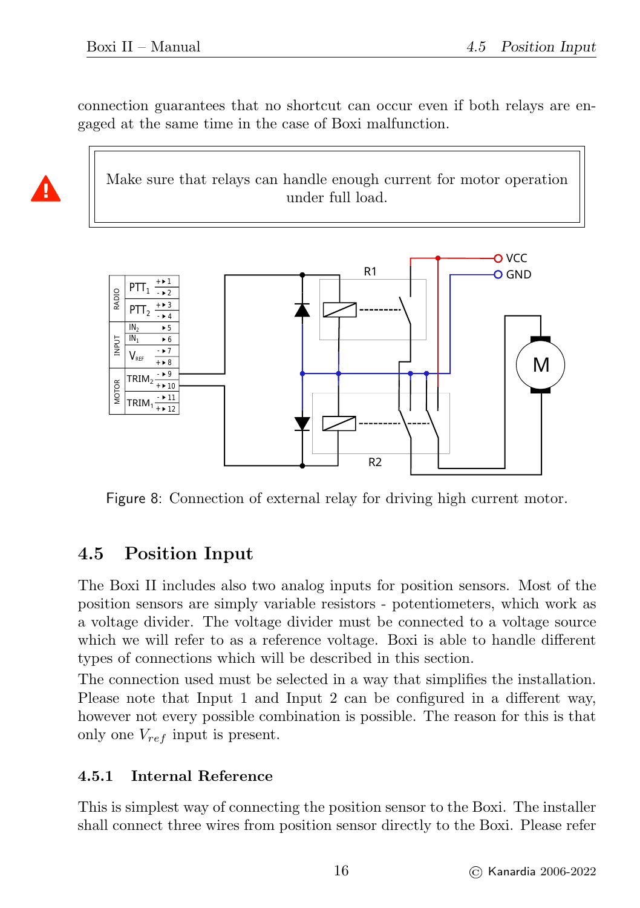connection guarantees that no shortcut can occur even if both relays are engaged at the same time in the case of Boxi malfunction.

> Make sure that relays can handle enough current for motor operation under full load.

Figure 8: Connection of external relay for driving high current motor.

## 4.5 Position Input

The Boxi II includes also two analog inputs for position sensors. Most of the position sensors are simply variable resistors - potentiometers, which work as a voltage divider. The voltage divider must be connected to a voltage source which we will refer to as a reference voltage. Boxi is able to handle different types of connections which will be described in this section.

The connection used must be selected in a way that simplifies the installation. Please note that Input 1 and Input 2 can be configured in a different way, however not every possible combination is possible. The reason for this is that only one $V_{ref}$ input is present.

### 4.5.1 Internal Reference

This is simplest way of connecting the position sensor to the Boxi. The installer shall connect three wires from position sensor directly to the Boxi. Please refer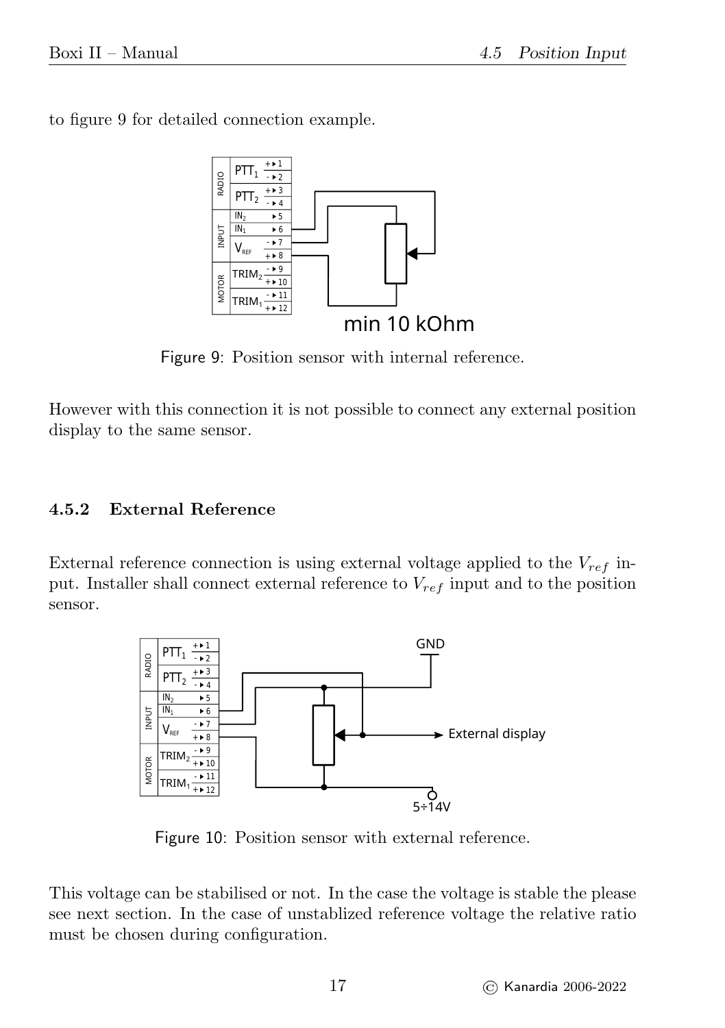to figure 9 for detailed connection example.

Figure 9: Position sensor with internal reference.

However with this connection it is not possible to connect any external position display to the same sensor.

### 4.5.2 External Reference

External reference connection is using external voltage applied to the $V_{ref}$ input. Installer shall connect external reference to $V_{ref}$ input and to the position sensor.

Figure 10: Position sensor with external reference.

This voltage can be stabilised or not. In the case the voltage is stable the please see next section. In the case of unstablized reference voltage the relative ratio must be chosen during configuration.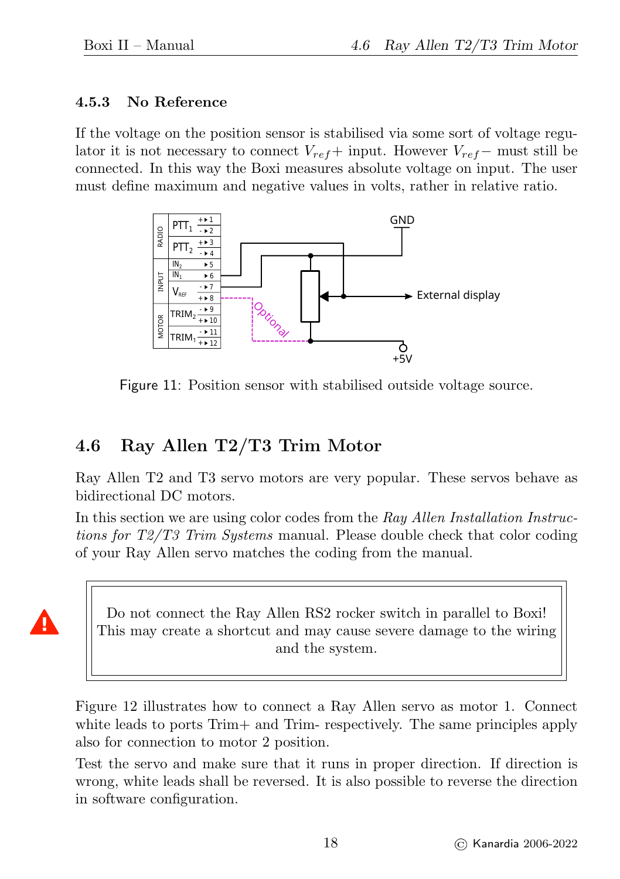### 4.5.3 No Reference

If the voltage on the position sensor is stabilised via some sort of voltage regulator it is not necessary to connect $V_{ref}+$ input. However $V_{ref}-$ must still be connected. In this way the Boxi measures absolute voltage on input. The user must define maximum and negative values in volts, rather in relative ratio.

Figure 11: Position sensor with stabilised outside voltage source.

## 4.6 Ray Allen T2/T3 Trim Motor

Ray Allen T2 and T3 servo motors are very popular. These servos behave as bidirectional DC motors.

In this section we are using color codes from the *Ray Allen Installation Instructions for T2/T3 Trim Systems* manual. Please double check that color coding of your Ray Allen servo matches the coding from the manual.

> Do not connect the Ray Allen RS2 rocker switch in parallel to Boxi! This may create a shortcut and may cause severe damage to the wiring and the system.

Figure 12 illustrates how to connect a Ray Allen servo as motor 1. Connect white leads to ports Trim+ and Trim- respectively. The same principles apply also for connection to motor 2 position.

Test the servo and make sure that it runs in proper direction. If direction is wrong, white leads shall be reversed. It is also possible to reverse the direction in software configuration.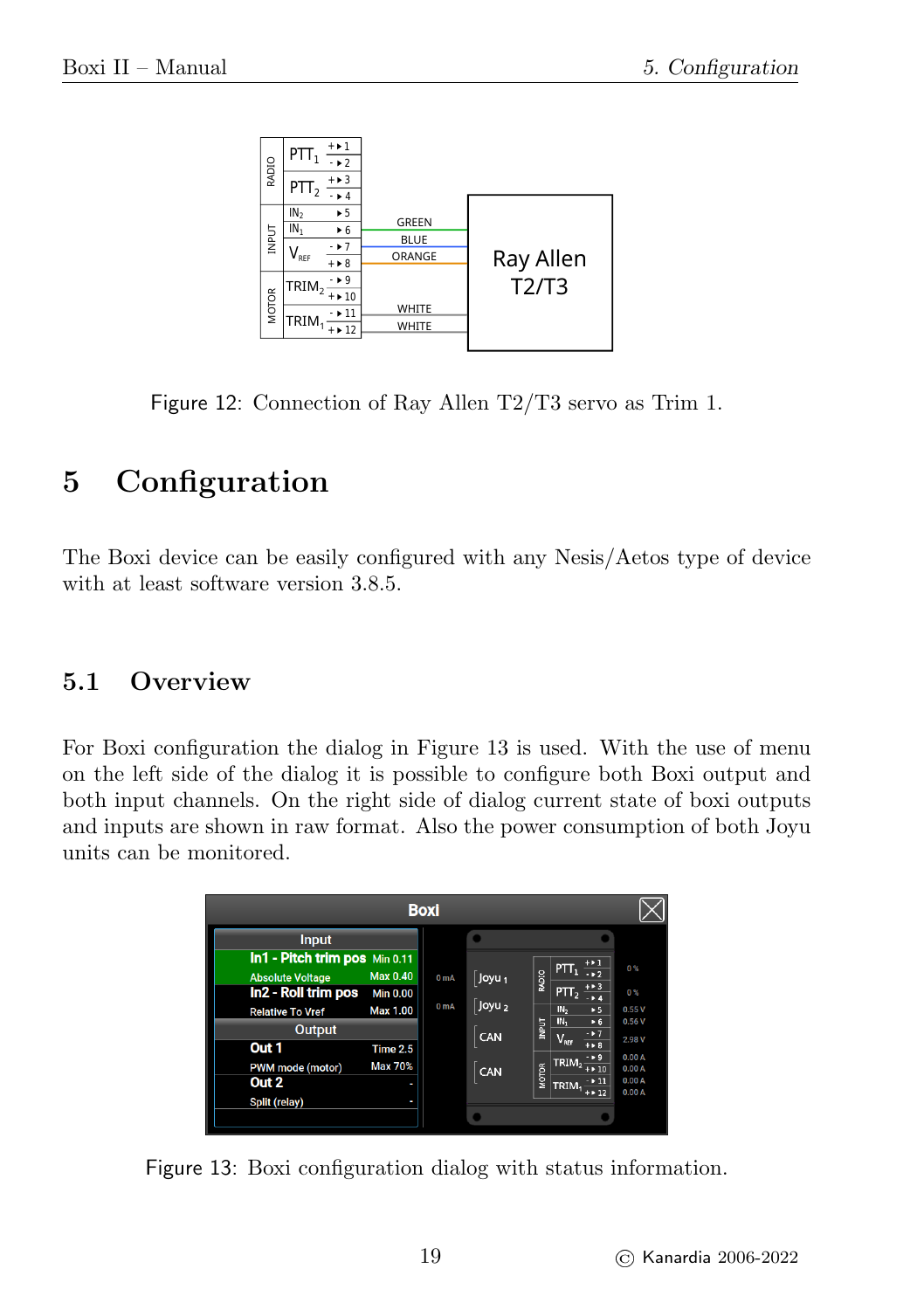Figure 12: Connection of Ray Allen T2/T3 servo as Trim 1.

# 5 Configuration

The Boxi device can be easily configured with any Nesis/Aetos type of device with at least software version 3.8.5.

## 5.1 Overview

For Boxi configuration the dialog in Figure 13 is used. With the use of menu on the left side of the dialog it is possible to configure both Boxi output and both input channels. On the right side of dialog current state of boxi outputs and inputs are shown in raw format. Also the power consumption of both Joyu units can be monitored.

Figure 13: Boxi configuration dialog with status information.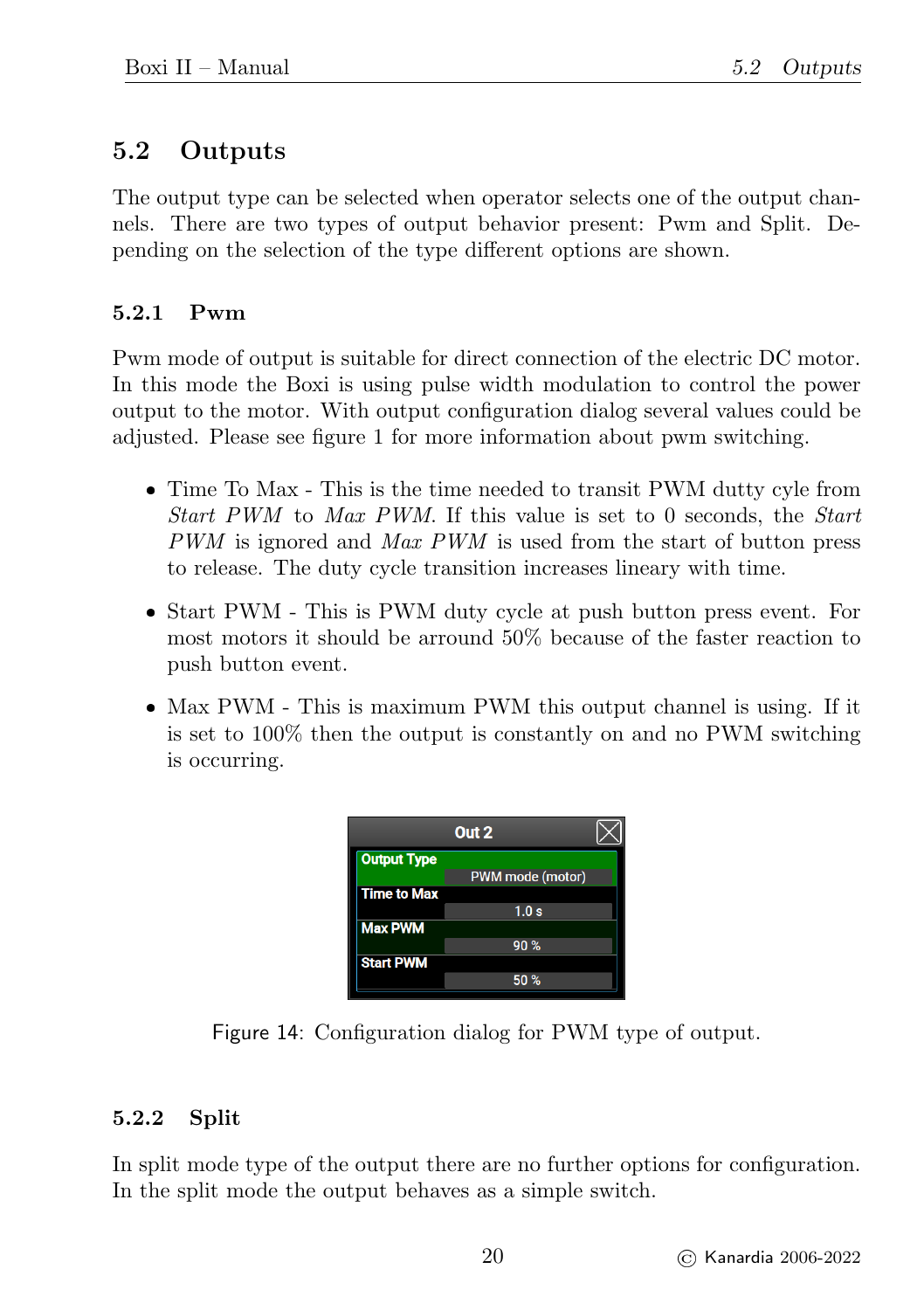## 5.2 Outputs

The output type can be selected when operator selects one of the output channels. There are two types of output behavior present: Pwm and Split. Depending on the selection of the type different options are shown.

### 5.2.1 Pwm

Pwm mode of output is suitable for direct connection of the electric DC motor. In this mode the Boxi is using pulse width modulation to control the power output to the motor. With output configuration dialog several values could be adjusted. Please see figure 1 for more information about pwm switching.

- Time To Max - This is the time needed to transit PWM dutty cyle from *Start PWM* to *Max PWM*. If this value is set to 0 seconds, the *Start PWM* is ignored and *Max PWM* is used from the start of button press to release. The duty cycle transition increases lineary with time.
- Start PWM - This is PWM duty cycle at push button press event. For most motors it should be arround 50% because of the faster reaction to push button event.
- Max PWM - This is maximum PWM this output channel is using. If it is set to 100% then the output is constantly on and no PWM switching is occurring.

Out 2

| Setting | Value |
|---|---|
| Output Type | PWM mode (motor) |
| Time to Max | 1.0 s |
| Max PWM | 90 % |
| Start PWM | 50 % |

Figure 14: Configuration dialog for PWM type of output.

### 5.2.2 Split

In split mode type of the output there are no further options for configuration. In the split mode the output behaves as a simple switch.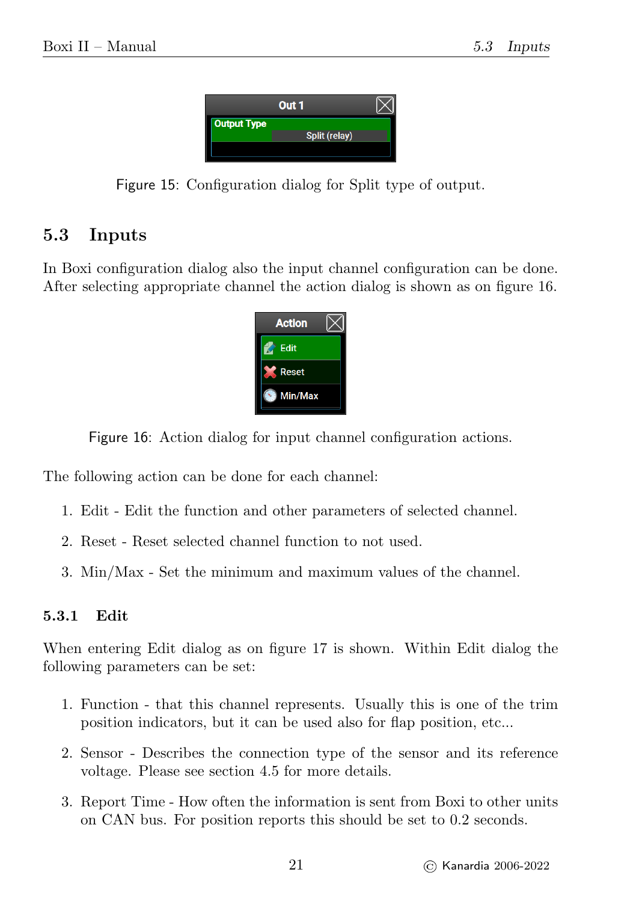Figure 15: Configuration dialog for Split type of output.

## 5.3 Inputs

In Boxi configuration dialog also the input channel configuration can be done. After selecting appropriate channel the action dialog is shown as on figure 16.

Figure 16: Action dialog for input channel configuration actions.

The following action can be done for each channel:

1. Edit - Edit the function and other parameters of selected channel.
2. Reset - Reset selected channel function to not used.
3. Min/Max - Set the minimum and maximum values of the channel.

### 5.3.1 Edit

When entering Edit dialog as on figure 17 is shown. Within Edit dialog the following parameters can be set:

1. Function - that this channel represents. Usually this is one of the trim position indicators, but it can be used also for flap position, etc...
2. Sensor - Describes the connection type of the sensor and its reference voltage. Please see section 4.5 for more details.
3. Report Time - How often the information is sent from Boxi to other units on CAN bus. For position reports this should be set to 0.2 seconds.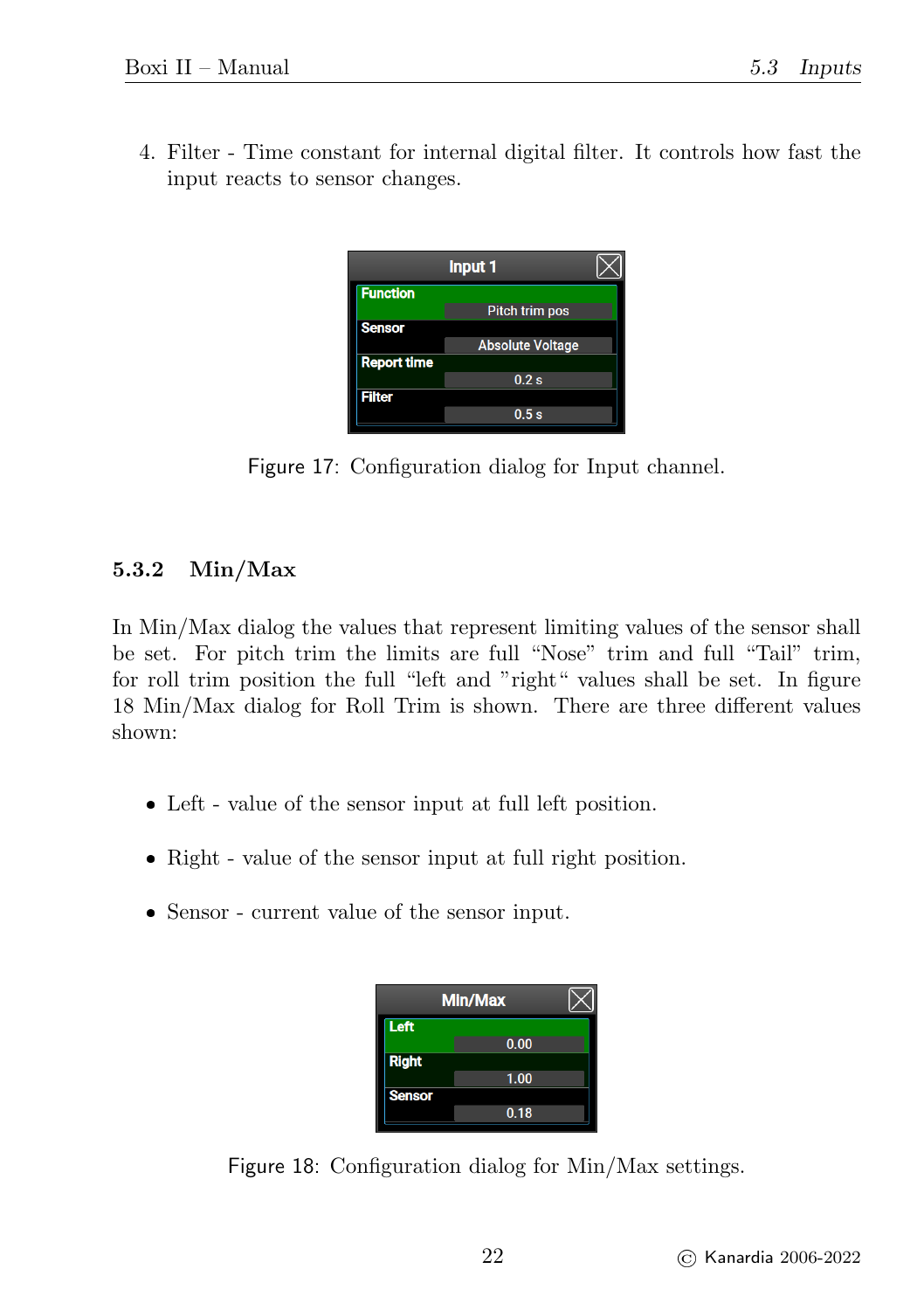4. Filter - Time constant for internal digital filter. It controls how fast the input reacts to sensor changes.

Figure 17: Configuration dialog for Input channel.

### 5.3.2 Min/Max

In Min/Max dialog the values that represent limiting values of the sensor shall be set. For pitch trim the limits are full "Nose" trim and full "Tail" trim, for roll trim position the full "left and "right" values shall be set. In figure 18 Min/Max dialog for Roll Trim is shown. There are three different values shown:

- Left - value of the sensor input at full left position.
- Right - value of the sensor input at full right position.
- Sensor - current value of the sensor input.

Figure 18: Configuration dialog for Min/Max settings.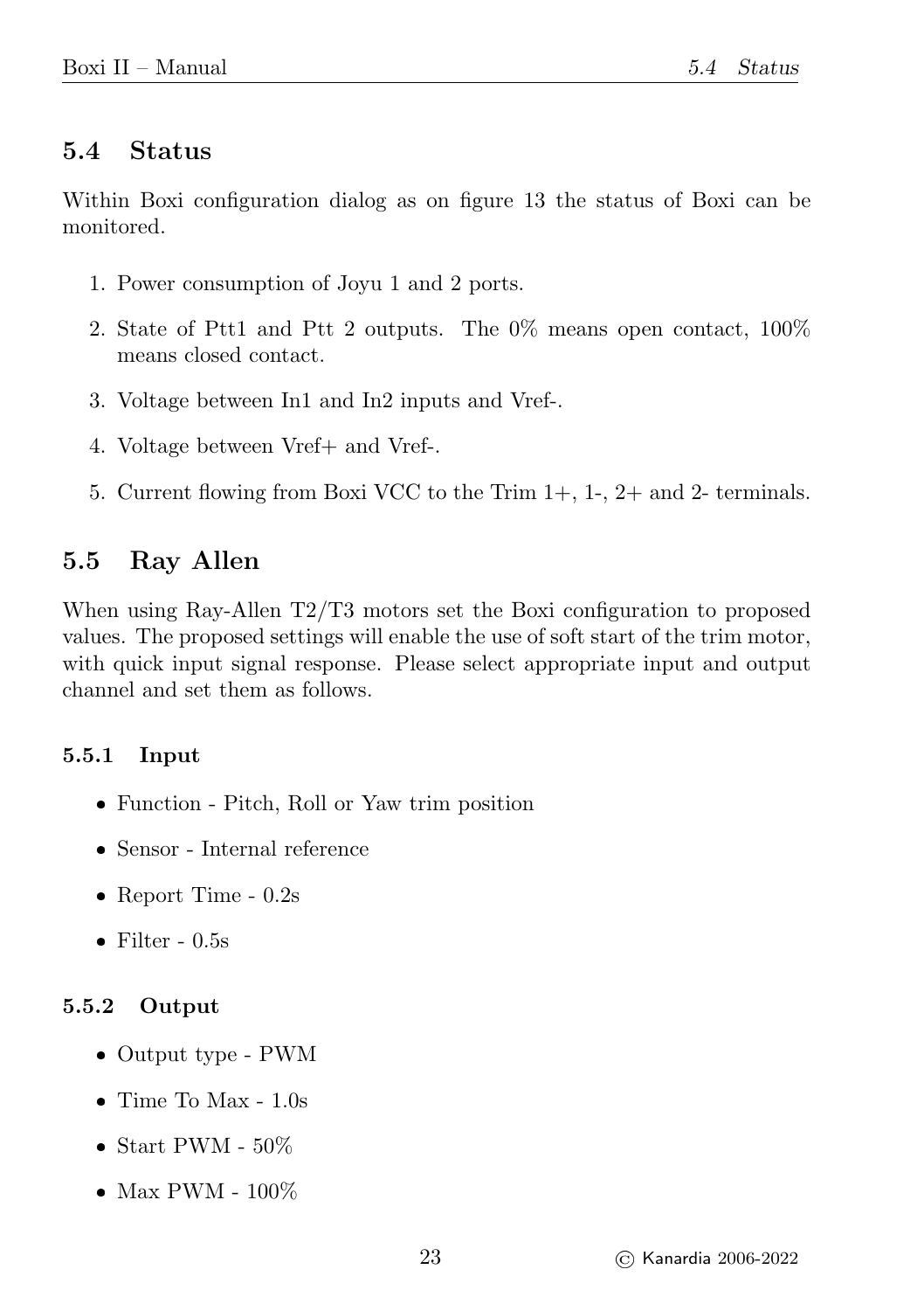## 5.4 Status

Within Boxi configuration dialog as on figure 13 the status of Boxi can be monitored.

1. Power consumption of Joyu 1 and 2 ports.
2. State of Ptt1 and Ptt 2 outputs. The 0% means open contact, 100% means closed contact.
3. Voltage between In1 and In2 inputs and Vref-.
4. Voltage between Vref+ and Vref-.
5. Current flowing from Boxi VCC to the Trim 1+, 1-, 2+ and 2- terminals.

## 5.5 Ray Allen

When using Ray-Allen T2/T3 motors set the Boxi configuration to proposed values. The proposed settings will enable the use of soft start of the trim motor, with quick input signal response. Please select appropriate input and output channel and set them as follows.

### 5.5.1 Input

- Function - Pitch, Roll or Yaw trim position
- Sensor - Internal reference
- Report Time - 0.2s
- Filter - 0.5s

### 5.5.2 Output

- Output type - PWM
- Time To Max - 1.0s
- Start PWM - 50%
- Max PWM - 100%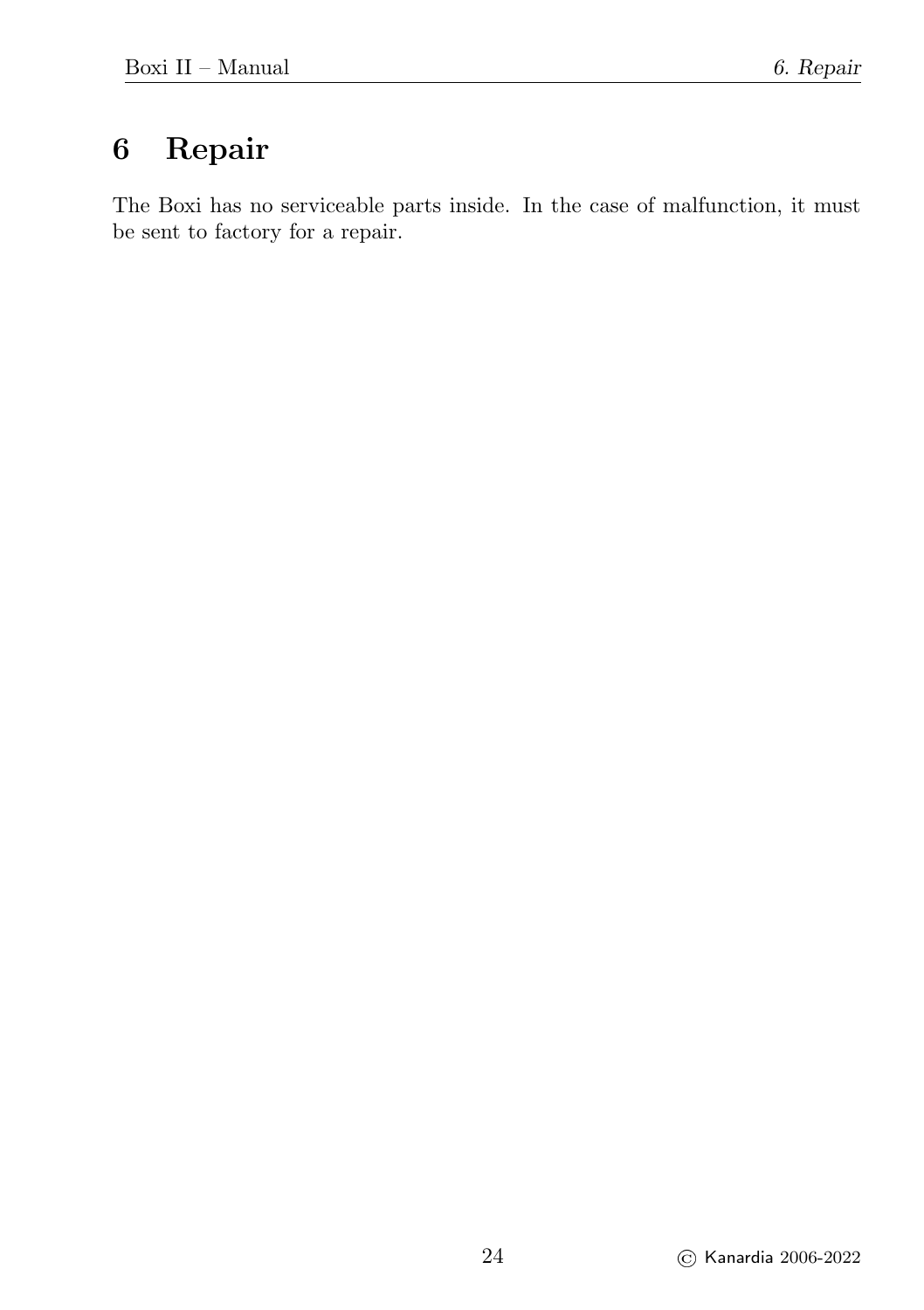# 6 Repair

The Boxi has no serviceable parts inside. In the case of malfunction, it must be sent to factory for a repair.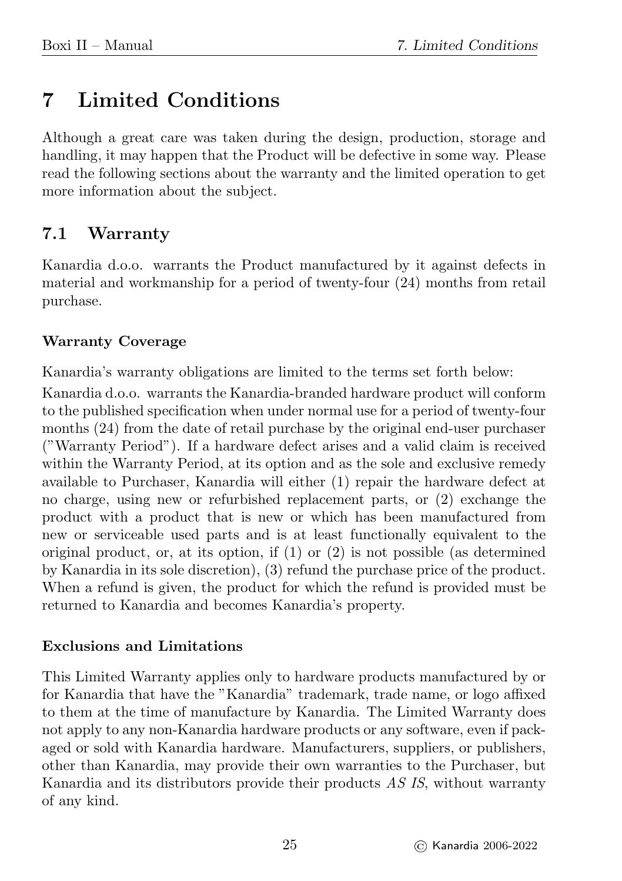# 7 Limited Conditions

Although a great care was taken during the design, production, storage and handling, it may happen that the Product will be defective in some way. Please read the following sections about the warranty and the limited operation to get more information about the subject.

## 7.1 Warranty

Kanardia d.o.o. warrants the Product manufactured by it against defects in material and workmanship for a period of twenty-four (24) months from retail purchase.

### Warranty Coverage

Kanardia's warranty obligations are limited to the terms set forth below:

Kanardia d.o.o. warrants the Kanardia-branded hardware product will conform to the published specification when under normal use for a period of twenty-four months (24) from the date of retail purchase by the original end-user purchaser ("Warranty Period"). If a hardware defect arises and a valid claim is received within the Warranty Period, at its option and as the sole and exclusive remedy available to Purchaser, Kanardia will either (1) repair the hardware defect at no charge, using new or refurbished replacement parts, or (2) exchange the product with a product that is new or which has been manufactured from new or serviceable used parts and is at least functionally equivalent to the original product, or, at its option, if (1) or (2) is not possible (as determined by Kanardia in its sole discretion), (3) refund the purchase price of the product. When a refund is given, the product for which the refund is provided must be returned to Kanardia and becomes Kanardia's property.

### Exclusions and Limitations

This Limited Warranty applies only to hardware products manufactured by or for Kanardia that have the "Kanardia" trademark, trade name, or logo affixed to them at the time of manufacture by Kanardia. The Limited Warranty does not apply to any non-Kanardia hardware products or any software, even if packaged or sold with Kanardia hardware. Manufacturers, suppliers, or publishers, other than Kanardia, may provide their own warranties to the Purchaser, but Kanardia and its distributors provide their products *AS IS*, without warranty of any kind.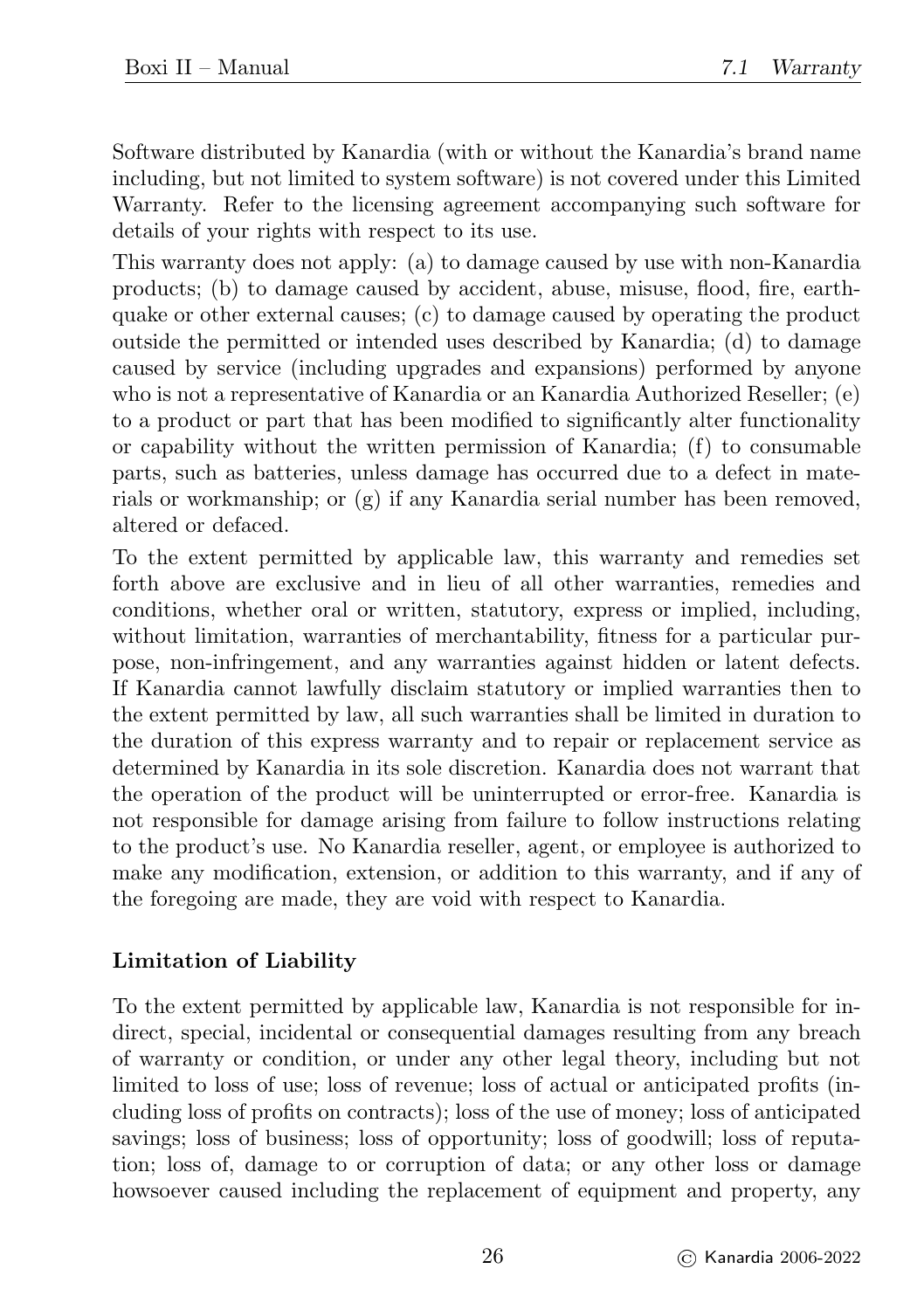Software distributed by Kanardia (with or without the Kanardia's brand name including, but not limited to system software) is not covered under this Limited Warranty. Refer to the licensing agreement accompanying such software for details of your rights with respect to its use.

This warranty does not apply: (a) to damage caused by use with non-Kanardia products; (b) to damage caused by accident, abuse, misuse, flood, fire, earthquake or other external causes; (c) to damage caused by operating the product outside the permitted or intended uses described by Kanardia; (d) to damage caused by service (including upgrades and expansions) performed by anyone who is not a representative of Kanardia or an Kanardia Authorized Reseller; (e) to a product or part that has been modified to significantly alter functionality or capability without the written permission of Kanardia; (f) to consumable parts, such as batteries, unless damage has occurred due to a defect in materials or workmanship; or (g) if any Kanardia serial number has been removed, altered or defaced.

To the extent permitted by applicable law, this warranty and remedies set forth above are exclusive and in lieu of all other warranties, remedies and conditions, whether oral or written, statutory, express or implied, including, without limitation, warranties of merchantability, fitness for a particular purpose, non-infringement, and any warranties against hidden or latent defects. If Kanardia cannot lawfully disclaim statutory or implied warranties then to the extent permitted by law, all such warranties shall be limited in duration to the duration of this express warranty and to repair or replacement service as determined by Kanardia in its sole discretion. Kanardia does not warrant that the operation of the product will be uninterrupted or error-free. Kanardia is not responsible for damage arising from failure to follow instructions relating to the product's use. No Kanardia reseller, agent, or employee is authorized to make any modification, extension, or addition to this warranty, and if any of the foregoing are made, they are void with respect to Kanardia.

**Limitation of Liability**

To the extent permitted by applicable law, Kanardia is not responsible for indirect, special, incidental or consequential damages resulting from any breach of warranty or condition, or under any other legal theory, including but not limited to loss of use; loss of revenue; loss of actual or anticipated profits (including loss of profits on contracts); loss of the use of money; loss of anticipated savings; loss of business; loss of opportunity; loss of goodwill; loss of reputation; loss of, damage to or corruption of data; or any other loss or damage howsoever caused including the replacement of equipment and property, any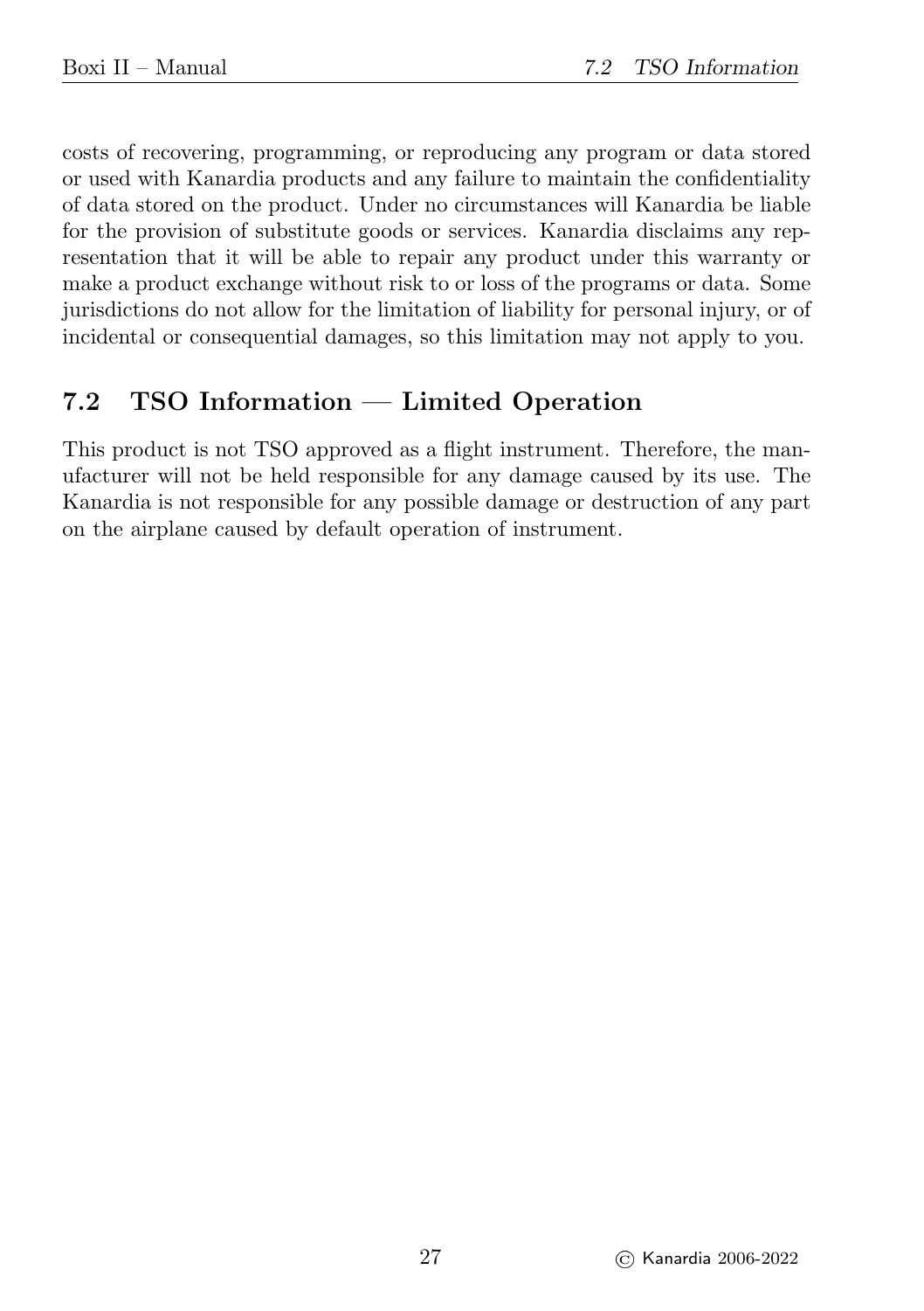costs of recovering, programming, or reproducing any program or data stored or used with Kanardia products and any failure to maintain the confidentiality of data stored on the product. Under no circumstances will Kanardia be liable for the provision of substitute goods or services. Kanardia disclaims any representation that it will be able to repair any product under this warranty or make a product exchange without risk to or loss of the programs or data. Some jurisdictions do not allow for the limitation of liability for personal injury, or of incidental or consequential damages, so this limitation may not apply to you.

## 7.2 TSO Information — Limited Operation

This product is not TSO approved as a flight instrument. Therefore, the manufacturer will not be held responsible for any damage caused by its use. The Kanardia is not responsible for any possible damage or destruction of any part on the airplane caused by default operation of instrument.